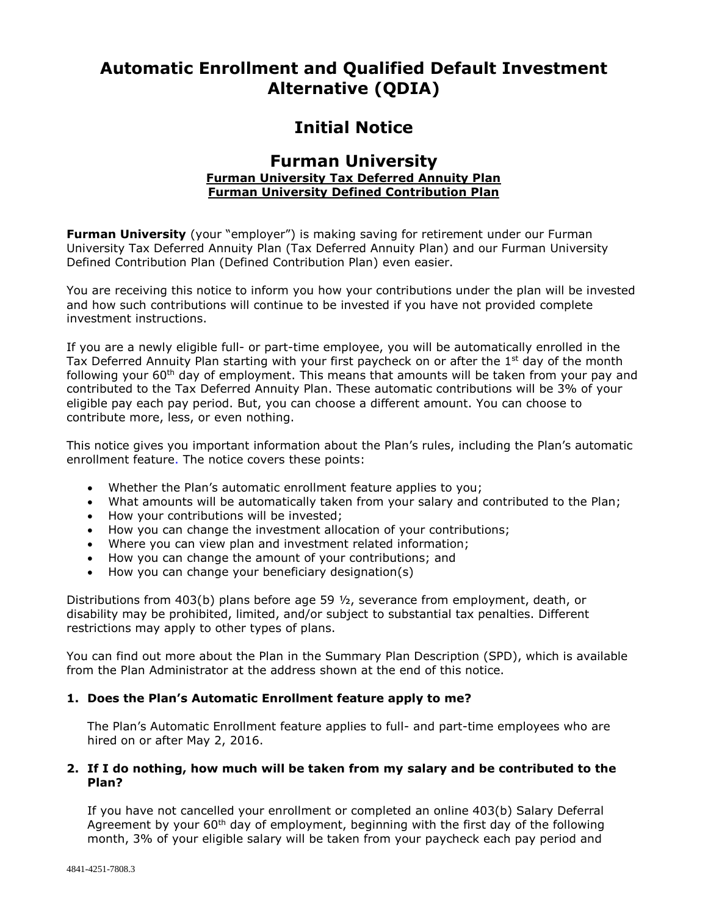# Automatic Enrollment and Qualified Default Investment Alternative (QDIA)

## Initial Notice

## Furman University

**Furman University Tax Deferred Annuity Plan**
**Furman University Defined Contribution Plan**

**Furman University** (your "employer") is making saving for retirement under our Furman University Tax Deferred Annuity Plan (Tax Deferred Annuity Plan) and our Furman University Defined Contribution Plan (Defined Contribution Plan) even easier.

You are receiving this notice to inform you how your contributions under the plan will be invested and how such contributions will continue to be invested if you have not provided complete investment instructions.

If you are a newly eligible full- or part-time employee, you will be automatically enrolled in the Tax Deferred Annuity Plan starting with your first paycheck on or after the 1st day of the month following your 60th day of employment. This means that amounts will be taken from your pay and contributed to the Tax Deferred Annuity Plan. These automatic contributions will be 3% of your eligible pay each pay period. But, you can choose a different amount. You can choose to contribute more, less, or even nothing.

This notice gives you important information about the Plan's rules, including the Plan's automatic enrollment feature. The notice covers these points:

- Whether the Plan's automatic enrollment feature applies to you;
- What amounts will be automatically taken from your salary and contributed to the Plan;
- How your contributions will be invested;
- How you can change the investment allocation of your contributions;
- Where you can view plan and investment related information;
- How you can change the amount of your contributions; and
- How you can change your beneficiary designation(s)

Distributions from 403(b) plans before age 59 ½, severance from employment, death, or disability may be prohibited, limited, and/or subject to substantial tax penalties. Different restrictions may apply to other types of plans.

You can find out more about the Plan in the Summary Plan Description (SPD), which is available from the Plan Administrator at the address shown at the end of this notice.

**1. Does the Plan's Automatic Enrollment feature apply to me?**

The Plan's Automatic Enrollment feature applies to full- and part-time employees who are hired on or after May 2, 2016.

**2. If I do nothing, how much will be taken from my salary and be contributed to the Plan?**

If you have not cancelled your enrollment or completed an online 403(b) Salary Deferral Agreement by your 60th day of employment, beginning with the first day of the following month, 3% of your eligible salary will be taken from your paycheck each pay period and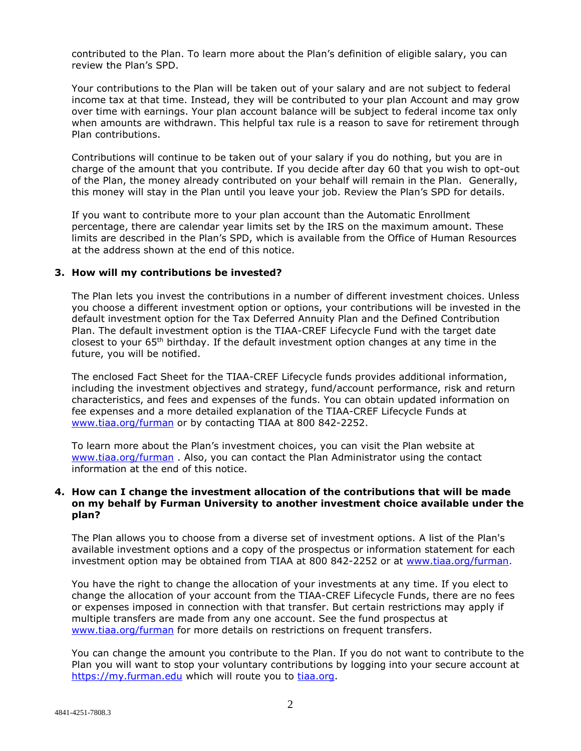contributed to the Plan. To learn more about the Plan's definition of eligible salary, you can review the Plan's SPD.

Your contributions to the Plan will be taken out of your salary and are not subject to federal income tax at that time. Instead, they will be contributed to your plan Account and may grow over time with earnings. Your plan account balance will be subject to federal income tax only when amounts are withdrawn. This helpful tax rule is a reason to save for retirement through Plan contributions.

Contributions will continue to be taken out of your salary if you do nothing, but you are in charge of the amount that you contribute. If you decide after day 60 that you wish to opt-out of the Plan, the money already contributed on your behalf will remain in the Plan. Generally, this money will stay in the Plan until you leave your job. Review the Plan's SPD for details.

If you want to contribute more to your plan account than the Automatic Enrollment percentage, there are calendar year limits set by the IRS on the maximum amount. These limits are described in the Plan's SPD, which is available from the Office of Human Resources at the address shown at the end of this notice.

**3. How will my contributions be invested?**

The Plan lets you invest the contributions in a number of different investment choices. Unless you choose a different investment option or options, your contributions will be invested in the default investment option for the Tax Deferred Annuity Plan and the Defined Contribution Plan. The default investment option is the TIAA-CREF Lifecycle Fund with the target date closest to your 65th birthday. If the default investment option changes at any time in the future, you will be notified.

The enclosed Fact Sheet for the TIAA-CREF Lifecycle funds provides additional information, including the investment objectives and strategy, fund/account performance, risk and return characteristics, and fees and expenses of the funds. You can obtain updated information on fee expenses and a more detailed explanation of the TIAA-CREF Lifecycle Funds at www.tiaa.org/furman or by contacting TIAA at 800 842-2252.

To learn more about the Plan's investment choices, you can visit the Plan website at www.tiaa.org/furman . Also, you can contact the Plan Administrator using the contact information at the end of this notice.

**4. How can I change the investment allocation of the contributions that will be made on my behalf by Furman University to another investment choice available under the plan?**

The Plan allows you to choose from a diverse set of investment options. A list of the Plan's available investment options and a copy of the prospectus or information statement for each investment option may be obtained from TIAA at 800 842-2252 or at www.tiaa.org/furman.

You have the right to change the allocation of your investments at any time. If you elect to change the allocation of your account from the TIAA-CREF Lifecycle Funds, there are no fees or expenses imposed in connection with that transfer. But certain restrictions may apply if multiple transfers are made from any one account. See the fund prospectus at www.tiaa.org/furman for more details on restrictions on frequent transfers.

You can change the amount you contribute to the Plan. If you do not want to contribute to the Plan you will want to stop your voluntary contributions by logging into your secure account at https://my.furman.edu which will route you to tiaa.org.

4841-4251-7808.3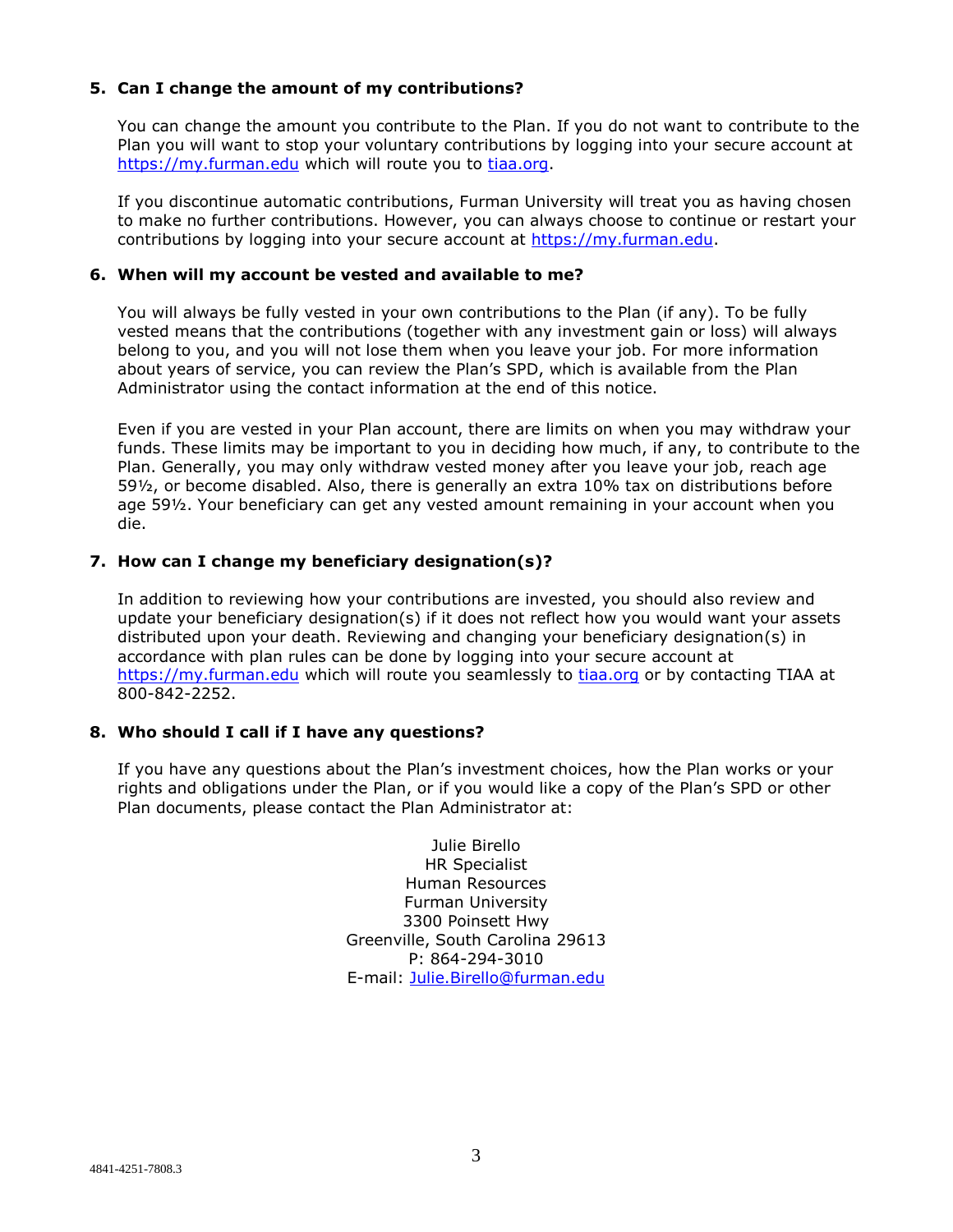**5. Can I change the amount of my contributions?**

You can change the amount you contribute to the Plan. If you do not want to contribute to the Plan you will want to stop your voluntary contributions by logging into your secure account at https://my.furman.edu which will route you to tiaa.org.

If you discontinue automatic contributions, Furman University will treat you as having chosen to make no further contributions. However, you can always choose to continue or restart your contributions by logging into your secure account at https://my.furman.edu.

**6. When will my account be vested and available to me?**

You will always be fully vested in your own contributions to the Plan (if any). To be fully vested means that the contributions (together with any investment gain or loss) will always belong to you, and you will not lose them when you leave your job. For more information about years of service, you can review the Plan's SPD, which is available from the Plan Administrator using the contact information at the end of this notice.

Even if you are vested in your Plan account, there are limits on when you may withdraw your funds. These limits may be important to you in deciding how much, if any, to contribute to the Plan. Generally, you may only withdraw vested money after you leave your job, reach age 59½, or become disabled. Also, there is generally an extra 10% tax on distributions before age 59½. Your beneficiary can get any vested amount remaining in your account when you die.

**7. How can I change my beneficiary designation(s)?**

In addition to reviewing how your contributions are invested, you should also review and update your beneficiary designation(s) if it does not reflect how you would want your assets distributed upon your death. Reviewing and changing your beneficiary designation(s) in accordance with plan rules can be done by logging into your secure account at https://my.furman.edu which will route you seamlessly to tiaa.org or by contacting TIAA at 800-842-2252.

**8. Who should I call if I have any questions?**

If you have any questions about the Plan's investment choices, how the Plan works or your rights and obligations under the Plan, or if you would like a copy of the Plan's SPD or other Plan documents, please contact the Plan Administrator at:

Julie Birello
HR Specialist
Human Resources
Furman University
3300 Poinsett Hwy
Greenville, South Carolina 29613
P: 864-294-3010
E-mail: Julie.Birello@furman.edu

4841-4251-7808.3